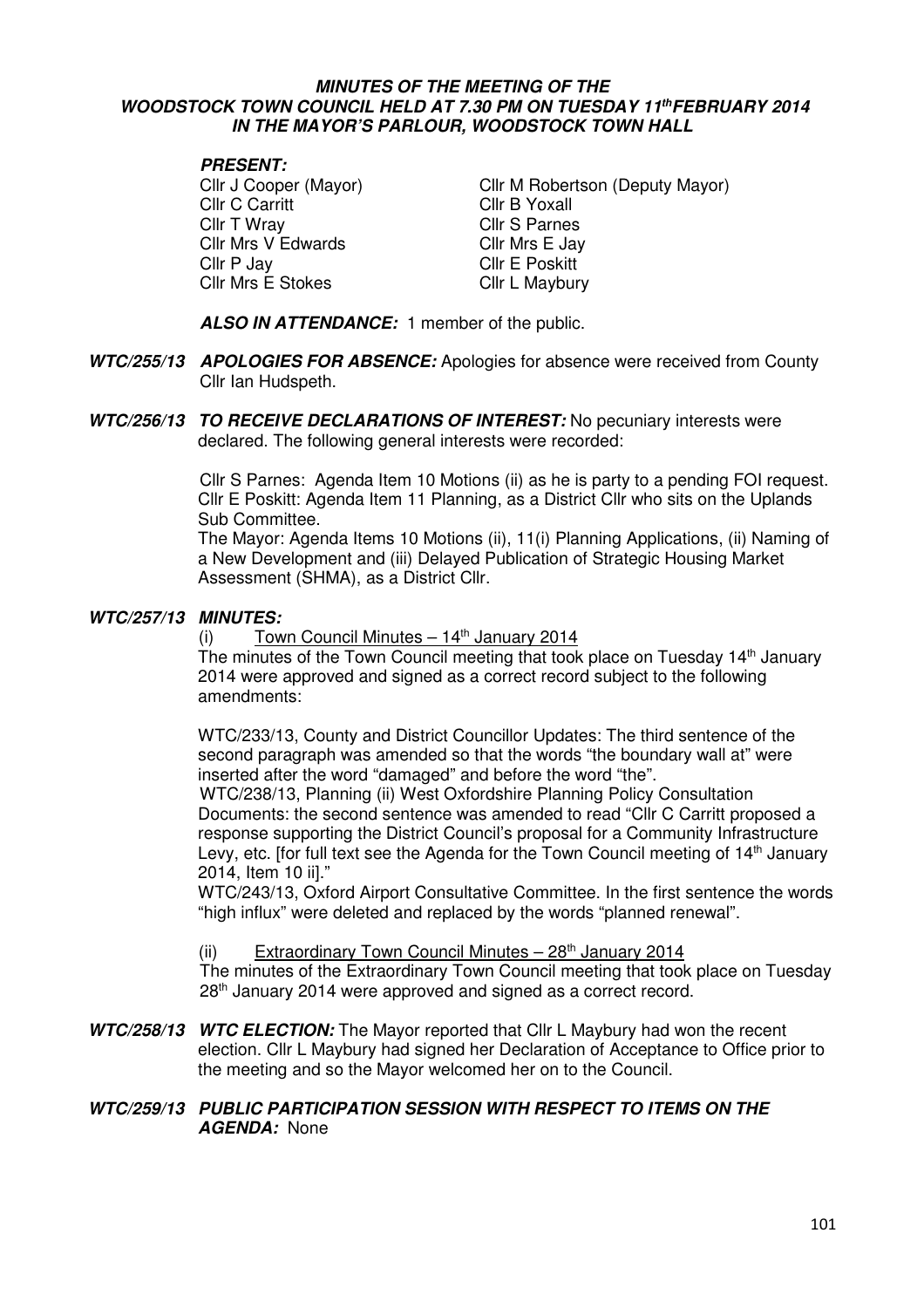# MINUTES OF THE MEETING OF THE WOODSTOCK TOWN COUNCIL HELD AT 7.30 PM ON TUESDAY 11th FEBRUARY 2014 IN THE MAYOR'S PARLOUR, WOODSTOCK TOWN HALL

***PRESENT:***

| | |
|---|---|
| Cllr J Cooper (Mayor) | Cllr M Robertson (Deputy Mayor) |
| Cllr C Carritt | Cllr B Yoxall |
| Cllr T Wray | Cllr S Parnes |
| Cllr Mrs V Edwards | Cllr Mrs E Jay |
| Cllr P Jay | Cllr E Poskitt |
| Cllr Mrs E Stokes | Cllr L Maybury |

***ALSO IN ATTENDANCE:*** 1 member of the public.

***WTC/255/13 APOLOGIES FOR ABSENCE:*** Apologies for absence were received from County Cllr Ian Hudspeth.

***WTC/256/13 TO RECEIVE DECLARATIONS OF INTEREST:*** No pecuniary interests were declared. The following general interests were recorded:

Cllr S Parnes: Agenda Item 10 Motions (ii) as he is party to a pending FOI request.
Cllr E Poskitt: Agenda Item 11 Planning, as a District Cllr who sits on the Uplands Sub Committee.
The Mayor: Agenda Items 10 Motions (ii), 11(i) Planning Applications, (ii) Naming of a New Development and (iii) Delayed Publication of Strategic Housing Market Assessment (SHMA), as a District Cllr.

***WTC/257/13 MINUTES:***

(i) Town Council Minutes – 14th January 2014

The minutes of the Town Council meeting that took place on Tuesday 14th January 2014 were approved and signed as a correct record subject to the following amendments:

WTC/233/13, County and District Councillor Updates: The third sentence of the second paragraph was amended so that the words "the boundary wall at" were inserted after the word "damaged" and before the word "the".
WTC/238/13, Planning (ii) West Oxfordshire Planning Policy Consultation Documents: the second sentence was amended to read "Cllr C Carritt proposed a response supporting the District Council's proposal for a Community Infrastructure Levy, etc. [for full text see the Agenda for the Town Council meeting of 14th January 2014, Item 10 ii]."
WTC/243/13, Oxford Airport Consultative Committee. In the first sentence the words "high influx" were deleted and replaced by the words "planned renewal".

(ii) Extraordinary Town Council Minutes – 28th January 2014

The minutes of the Extraordinary Town Council meeting that took place on Tuesday 28th January 2014 were approved and signed as a correct record.

***WTC/258/13 WTC ELECTION:*** The Mayor reported that Cllr L Maybury had won the recent election. Cllr L Maybury had signed her Declaration of Acceptance to Office prior to the meeting and so the Mayor welcomed her on to the Council.

***WTC/259/13 PUBLIC PARTICIPATION SESSION WITH RESPECT TO ITEMS ON THE AGENDA:*** None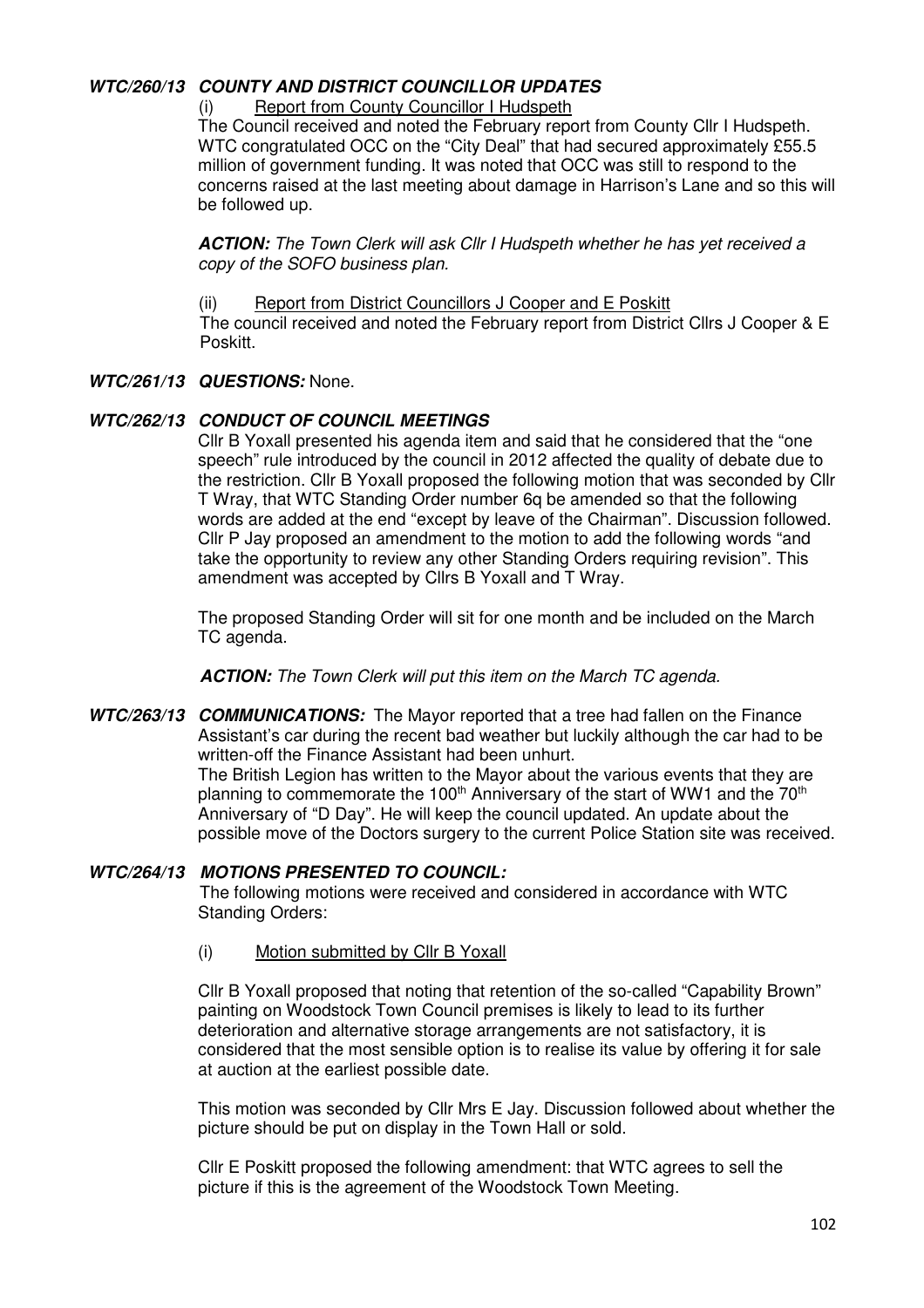### ***WTC/260/13 COUNTY AND DISTRICT COUNCILLOR UPDATES***

(i) Report from County Councillor I Hudspeth

The Council received and noted the February report from County Cllr I Hudspeth. WTC congratulated OCC on the "City Deal" that had secured approximately £55.5 million of government funding. It was noted that OCC was still to respond to the concerns raised at the last meeting about damage in Harrison's Lane and so this will be followed up.

***ACTION:*** *The Town Clerk will ask Cllr I Hudspeth whether he has yet received a copy of the SOFO business plan.*

(ii) Report from District Councillors J Cooper and E Poskitt

The council received and noted the February report from District Cllrs J Cooper & E Poskitt.

### ***WTC/261/13 QUESTIONS:*** None.

### ***WTC/262/13 CONDUCT OF COUNCIL MEETINGS***

Cllr B Yoxall presented his agenda item and said that he considered that the "one speech" rule introduced by the council in 2012 affected the quality of debate due to the restriction. Cllr B Yoxall proposed the following motion that was seconded by Cllr T Wray, that WTC Standing Order number 6q be amended so that the following words are added at the end "except by leave of the Chairman". Discussion followed. Cllr P Jay proposed an amendment to the motion to add the following words "and take the opportunity to review any other Standing Orders requiring revision". This amendment was accepted by Cllrs B Yoxall and T Wray.

The proposed Standing Order will sit for one month and be included on the March TC agenda.

***ACTION:*** *The Town Clerk will put this item on the March TC agenda.*

***WTC/263/13 COMMUNICATIONS:*** The Mayor reported that a tree had fallen on the Finance Assistant's car during the recent bad weather but luckily although the car had to be written-off the Finance Assistant had been unhurt.
The British Legion has written to the Mayor about the various events that they are planning to commemorate the 100th Anniversary of the start of WW1 and the 70th Anniversary of "D Day". He will keep the council updated. An update about the possible move of the Doctors surgery to the current Police Station site was received.

### ***WTC/264/13 MOTIONS PRESENTED TO COUNCIL:***

The following motions were received and considered in accordance with WTC Standing Orders:

(i) Motion submitted by Cllr B Yoxall

Cllr B Yoxall proposed that noting that retention of the so-called "Capability Brown" painting on Woodstock Town Council premises is likely to lead to its further deterioration and alternative storage arrangements are not satisfactory, it is considered that the most sensible option is to realise its value by offering it for sale at auction at the earliest possible date.

This motion was seconded by Cllr Mrs E Jay. Discussion followed about whether the picture should be put on display in the Town Hall or sold.

Cllr E Poskitt proposed the following amendment: that WTC agrees to sell the picture if this is the agreement of the Woodstock Town Meeting.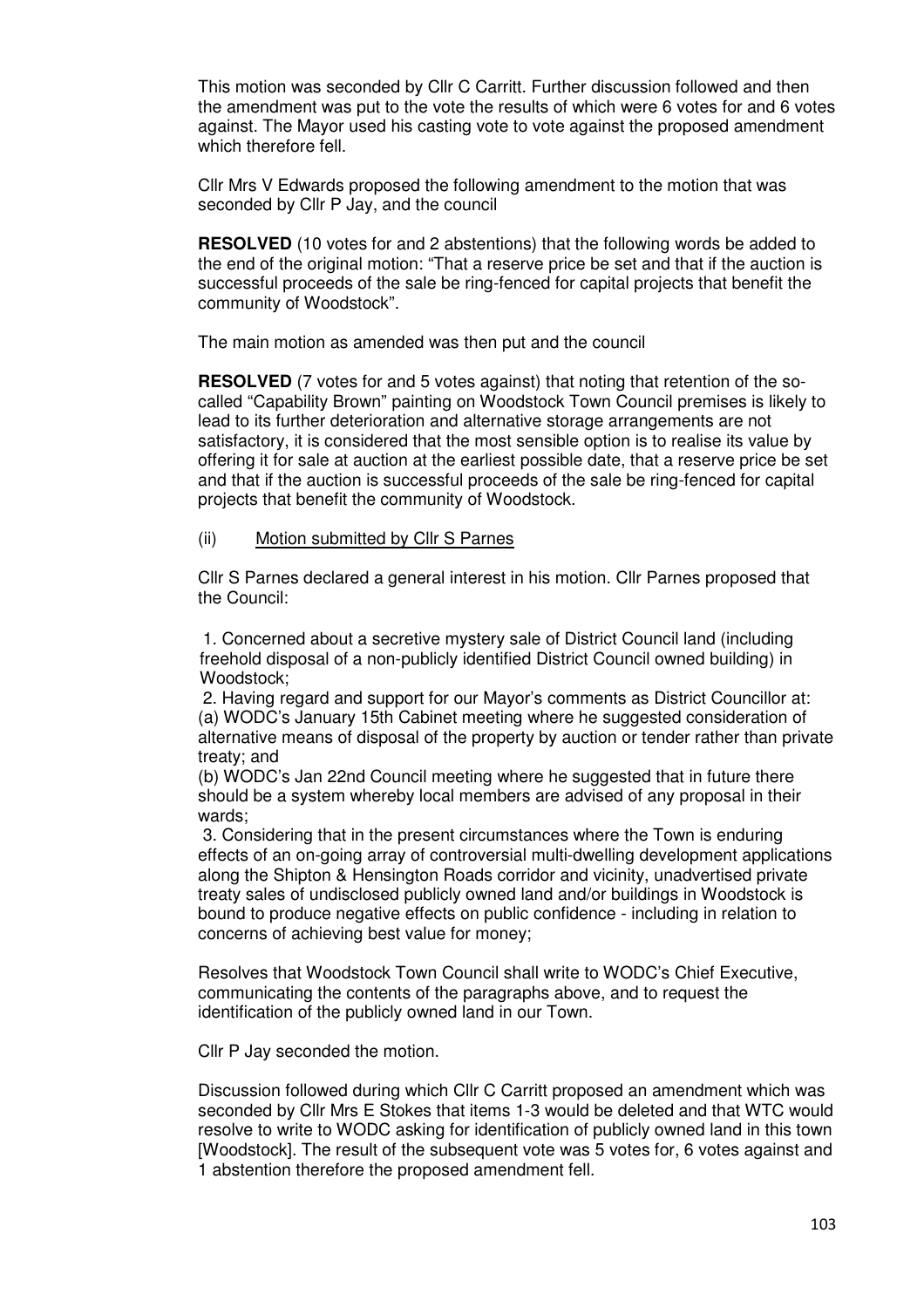This motion was seconded by Cllr C Carritt. Further discussion followed and then the amendment was put to the vote the results of which were 6 votes for and 6 votes against. The Mayor used his casting vote to vote against the proposed amendment which therefore fell.

Cllr Mrs V Edwards proposed the following amendment to the motion that was seconded by Cllr P Jay, and the council

**RESOLVED** (10 votes for and 2 abstentions) that the following words be added to the end of the original motion: "That a reserve price be set and that if the auction is successful proceeds of the sale be ring-fenced for capital projects that benefit the community of Woodstock".

The main motion as amended was then put and the council

**RESOLVED** (7 votes for and 5 votes against) that noting that retention of the so-called "Capability Brown" painting on Woodstock Town Council premises is likely to lead to its further deterioration and alternative storage arrangements are not satisfactory, it is considered that the most sensible option is to realise its value by offering it for sale at auction at the earliest possible date, that a reserve price be set and that if the auction is successful proceeds of the sale be ring-fenced for capital projects that benefit the community of Woodstock.

(ii) Motion submitted by Cllr S Parnes

Cllr S Parnes declared a general interest in his motion. Cllr Parnes proposed that the Council:

1. Concerned about a secretive mystery sale of District Council land (including freehold disposal of a non-publicly identified District Council owned building) in Woodstock;
2. Having regard and support for our Mayor's comments as District Councillor at:
(a) WODC's January 15th Cabinet meeting where he suggested consideration of alternative means of disposal of the property by auction or tender rather than private treaty; and
(b) WODC's Jan 22nd Council meeting where he suggested that in future there should be a system whereby local members are advised of any proposal in their wards;
3. Considering that in the present circumstances where the Town is enduring effects of an on-going array of controversial multi-dwelling development applications along the Shipton & Hensington Roads corridor and vicinity, unadvertised private treaty sales of undisclosed publicly owned land and/or buildings in Woodstock is bound to produce negative effects on public confidence - including in relation to concerns of achieving best value for money;

Resolves that Woodstock Town Council shall write to WODC's Chief Executive, communicating the contents of the paragraphs above, and to request the identification of the publicly owned land in our Town.

Cllr P Jay seconded the motion.

Discussion followed during which Cllr C Carritt proposed an amendment which was seconded by Cllr Mrs E Stokes that items 1-3 would be deleted and that WTC would resolve to write to WODC asking for identification of publicly owned land in this town [Woodstock]. The result of the subsequent vote was 5 votes for, 6 votes against and 1 abstention therefore the proposed amendment fell.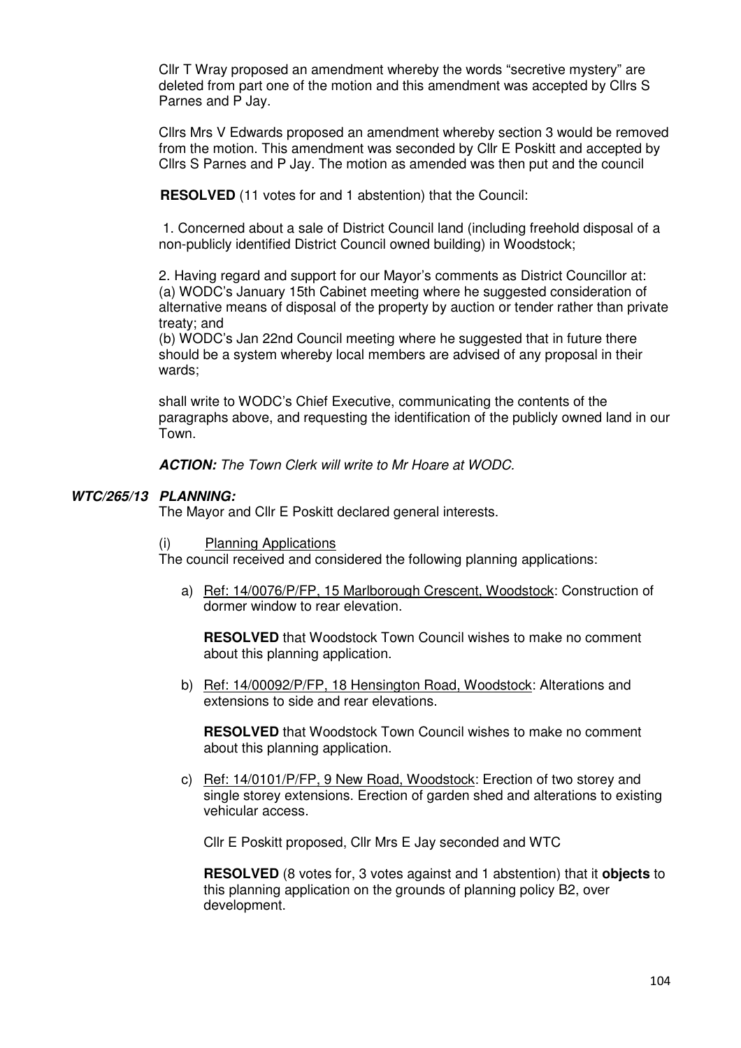Cllr T Wray proposed an amendment whereby the words "secretive mystery" are deleted from part one of the motion and this amendment was accepted by Cllrs S Parnes and P Jay.

Cllrs Mrs V Edwards proposed an amendment whereby section 3 would be removed from the motion. This amendment was seconded by Cllr E Poskitt and accepted by Cllrs S Parnes and P Jay. The motion as amended was then put and the council

**RESOLVED** (11 votes for and 1 abstention) that the Council:

1. Concerned about a sale of District Council land (including freehold disposal of a non-publicly identified District Council owned building) in Woodstock;

2. Having regard and support for our Mayor's comments as District Councillor at:
(a) WODC's January 15th Cabinet meeting where he suggested consideration of alternative means of disposal of the property by auction or tender rather than private treaty; and
(b) WODC's Jan 22nd Council meeting where he suggested that in future there should be a system whereby local members are advised of any proposal in their wards;

shall write to WODC's Chief Executive, communicating the contents of the paragraphs above, and requesting the identification of the publicly owned land in our Town.

***ACTION:*** *The Town Clerk will write to Mr Hoare at WODC.*

## *WTC/265/13* *PLANNING:*

The Mayor and Cllr E Poskitt declared general interests.

(i) <u>Planning Applications</u>

The council received and considered the following planning applications:

a) <u>Ref: 14/0076/P/FP, 15 Marlborough Crescent, Woodstock</u>: Construction of dormer window to rear elevation.

   **RESOLVED** that Woodstock Town Council wishes to make no comment about this planning application.

b) <u>Ref: 14/00092/P/FP, 18 Hensington Road, Woodstock</u>: Alterations and extensions to side and rear elevations.

   **RESOLVED** that Woodstock Town Council wishes to make no comment about this planning application.

c) <u>Ref: 14/0101/P/FP, 9 New Road, Woodstock</u>: Erection of two storey and single storey extensions. Erection of garden shed and alterations to existing vehicular access.

   Cllr E Poskitt proposed, Cllr Mrs E Jay seconded and WTC

   **RESOLVED** (8 votes for, 3 votes against and 1 abstention) that it **objects** to this planning application on the grounds of planning policy B2, over development.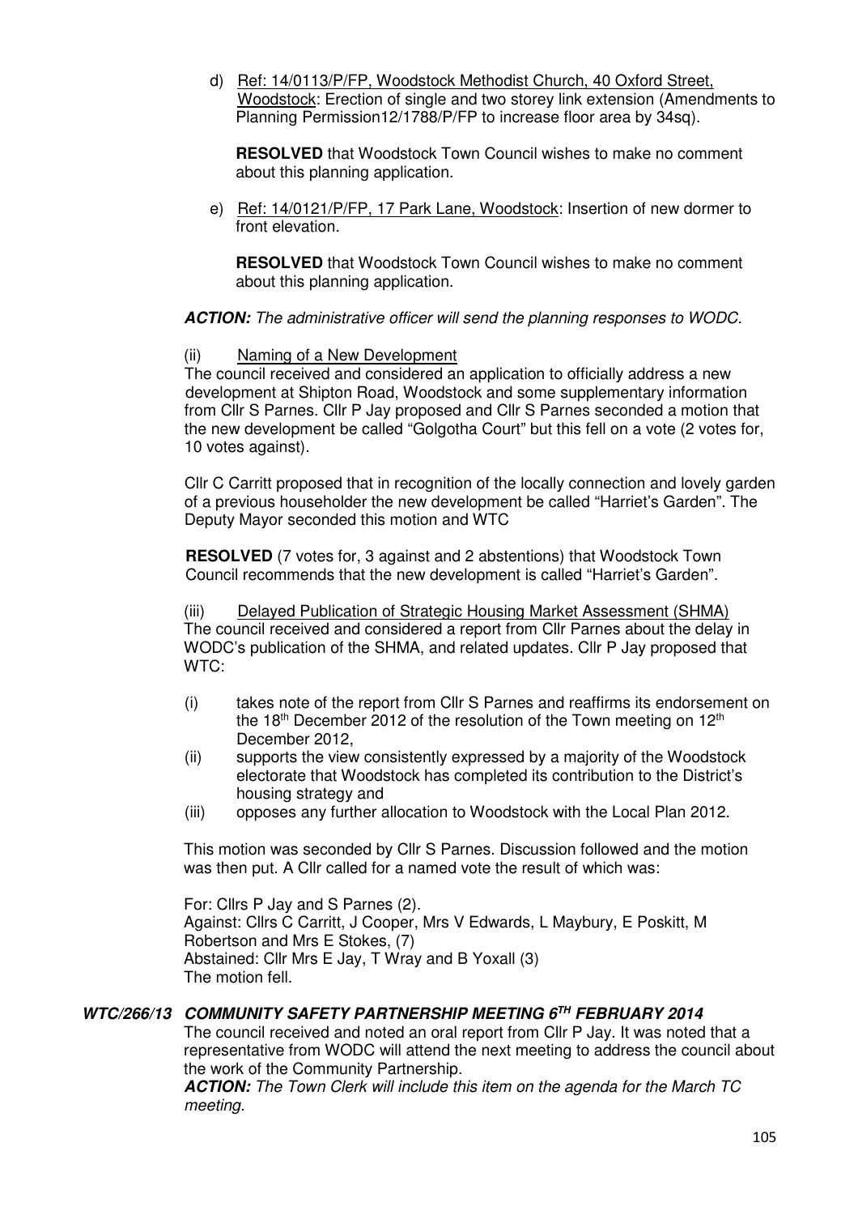d) Ref: 14/0113/P/FP, Woodstock Methodist Church, 40 Oxford Street, Woodstock: Erection of single and two storey link extension (Amendments to Planning Permission12/1788/P/FP to increase floor area by 34sq).

**RESOLVED** that Woodstock Town Council wishes to make no comment about this planning application.

e) Ref: 14/0121/P/FP, 17 Park Lane, Woodstock: Insertion of new dormer to front elevation.

**RESOLVED** that Woodstock Town Council wishes to make no comment about this planning application.

***ACTION:*** *The administrative officer will send the planning responses to WODC.*

(ii) Naming of a New Development

The council received and considered an application to officially address a new development at Shipton Road, Woodstock and some supplementary information from Cllr S Parnes. Cllr P Jay proposed and Cllr S Parnes seconded a motion that the new development be called "Golgotha Court" but this fell on a vote (2 votes for, 10 votes against).

Cllr C Carritt proposed that in recognition of the locally connection and lovely garden of a previous householder the new development be called "Harriet's Garden". The Deputy Mayor seconded this motion and WTC

**RESOLVED** (7 votes for, 3 against and 2 abstentions) that Woodstock Town Council recommends that the new development is called "Harriet's Garden".

(iii) Delayed Publication of Strategic Housing Market Assessment (SHMA)

The council received and considered a report from Cllr Parnes about the delay in WODC's publication of the SHMA, and related updates. Cllr P Jay proposed that WTC:

(i) takes note of the report from Cllr S Parnes and reaffirms its endorsement on the 18th December 2012 of the resolution of the Town meeting on 12th December 2012,
(ii) supports the view consistently expressed by a majority of the Woodstock electorate that Woodstock has completed its contribution to the District's housing strategy and
(iii) opposes any further allocation to Woodstock with the Local Plan 2012.

This motion was seconded by Cllr S Parnes. Discussion followed and the motion was then put. A Cllr called for a named vote the result of which was:

For: Cllrs P Jay and S Parnes (2).
Against: Cllrs C Carritt, J Cooper, Mrs V Edwards, L Maybury, E Poskitt, M Robertson and Mrs E Stokes, (7)
Abstained: Cllr Mrs E Jay, T Wray and B Yoxall (3)
The motion fell.

### *WTC/266/13 COMMUNITY SAFETY PARTNERSHIP MEETING 6TH FEBRUARY 2014*

The council received and noted an oral report from Cllr P Jay. It was noted that a representative from WODC will attend the next meeting to address the council about the work of the Community Partnership.

***ACTION:*** *The Town Clerk will include this item on the agenda for the March TC meeting.*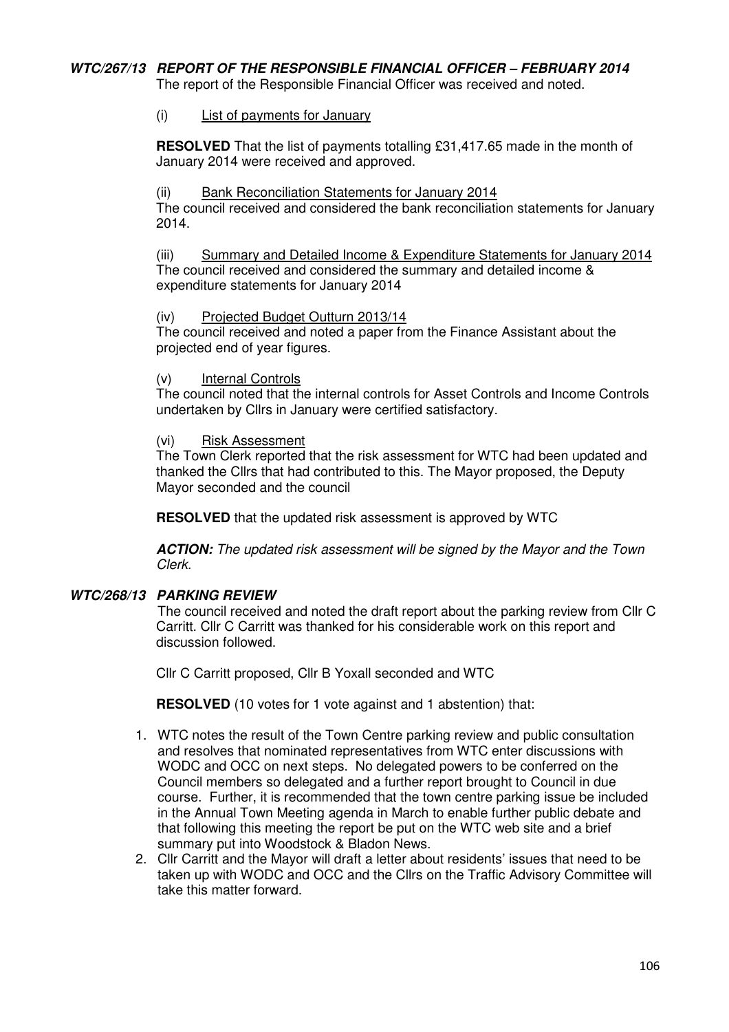### ***WTC/267/13 REPORT OF THE RESPONSIBLE FINANCIAL OFFICER – FEBRUARY 2014***

The report of the Responsible Financial Officer was received and noted.

(i) List of payments for January

**RESOLVED** That the list of payments totalling £31,417.65 made in the month of January 2014 were received and approved.

(ii) Bank Reconciliation Statements for January 2014

The council received and considered the bank reconciliation statements for January 2014.

(iii) Summary and Detailed Income & Expenditure Statements for January 2014

The council received and considered the summary and detailed income & expenditure statements for January 2014

(iv) Projected Budget Outturn 2013/14

The council received and noted a paper from the Finance Assistant about the projected end of year figures.

(v) Internal Controls

The council noted that the internal controls for Asset Controls and Income Controls undertaken by Cllrs in January were certified satisfactory.

(vi) Risk Assessment

The Town Clerk reported that the risk assessment for WTC had been updated and thanked the Cllrs that had contributed to this. The Mayor proposed, the Deputy Mayor seconded and the council

**RESOLVED** that the updated risk assessment is approved by WTC

***ACTION:*** *The updated risk assessment will be signed by the Mayor and the Town Clerk.*

### ***WTC/268/13 PARKING REVIEW***

The council received and noted the draft report about the parking review from Cllr C Carritt. Cllr C Carritt was thanked for his considerable work on this report and discussion followed.

Cllr C Carritt proposed, Cllr B Yoxall seconded and WTC

**RESOLVED** (10 votes for 1 vote against and 1 abstention) that:

1. WTC notes the result of the Town Centre parking review and public consultation and resolves that nominated representatives from WTC enter discussions with WODC and OCC on next steps. No delegated powers to be conferred on the Council members so delegated and a further report brought to Council in due course. Further, it is recommended that the town centre parking issue be included in the Annual Town Meeting agenda in March to enable further public debate and that following this meeting the report be put on the WTC web site and a brief summary put into Woodstock & Bladon News.
2. Cllr Carritt and the Mayor will draft a letter about residents' issues that need to be taken up with WODC and OCC and the Cllrs on the Traffic Advisory Committee will take this matter forward.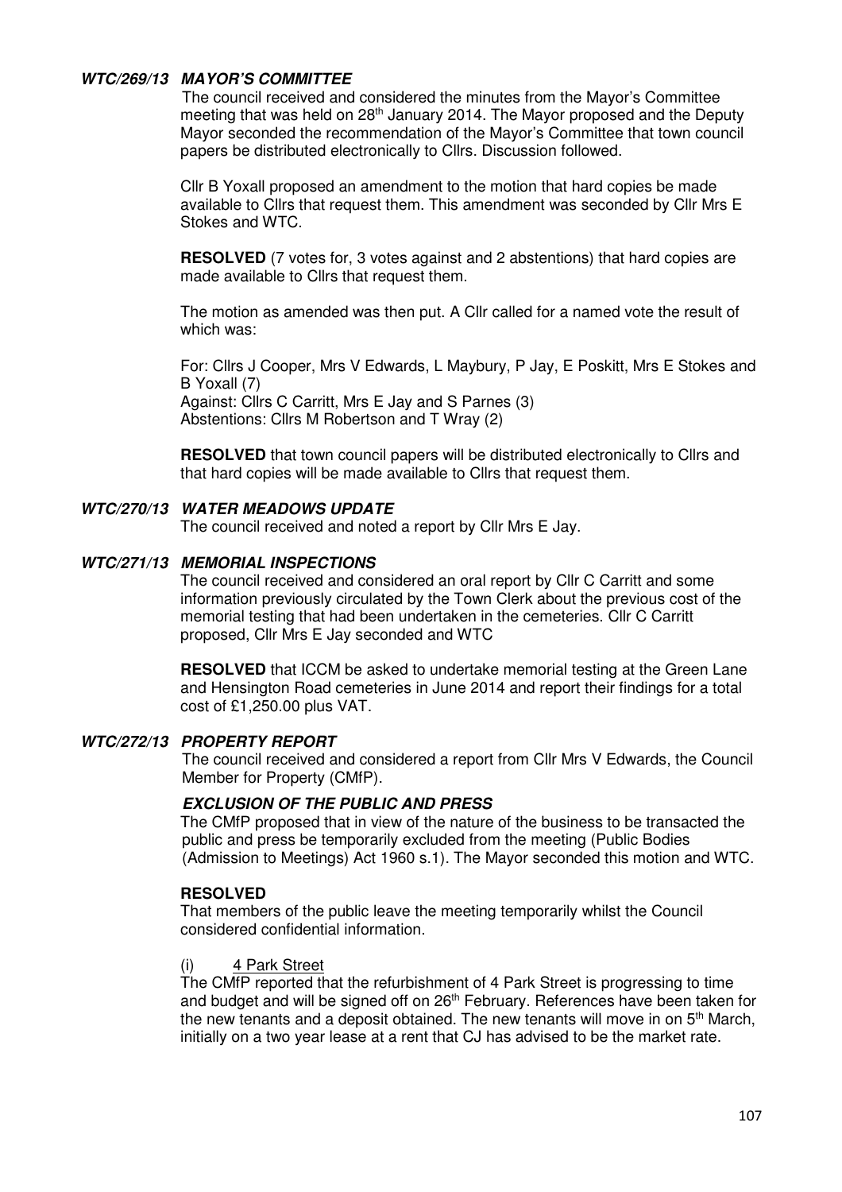***WTC/269/13 MAYOR'S COMMITTEE***

The council received and considered the minutes from the Mayor's Committee meeting that was held on 28th January 2014. The Mayor proposed and the Deputy Mayor seconded the recommendation of the Mayor's Committee that town council papers be distributed electronically to Cllrs. Discussion followed.

Cllr B Yoxall proposed an amendment to the motion that hard copies be made available to Cllrs that request them. This amendment was seconded by Cllr Mrs E Stokes and WTC.

**RESOLVED** (7 votes for, 3 votes against and 2 abstentions) that hard copies are made available to Cllrs that request them.

The motion as amended was then put. A Cllr called for a named vote the result of which was:

For: Cllrs J Cooper, Mrs V Edwards, L Maybury, P Jay, E Poskitt, Mrs E Stokes and B Yoxall (7)
Against: Cllrs C Carritt, Mrs E Jay and S Parnes (3)
Abstentions: Cllrs M Robertson and T Wray (2)

**RESOLVED** that town council papers will be distributed electronically to Cllrs and that hard copies will be made available to Cllrs that request them.

***WTC/270/13 WATER MEADOWS UPDATE***

The council received and noted a report by Cllr Mrs E Jay.

***WTC/271/13 MEMORIAL INSPECTIONS***

The council received and considered an oral report by Cllr C Carritt and some information previously circulated by the Town Clerk about the previous cost of the memorial testing that had been undertaken in the cemeteries. Cllr C Carritt proposed, Cllr Mrs E Jay seconded and WTC

**RESOLVED** that ICCM be asked to undertake memorial testing at the Green Lane and Hensington Road cemeteries in June 2014 and report their findings for a total cost of £1,250.00 plus VAT.

***WTC/272/13 PROPERTY REPORT***

The council received and considered a report from Cllr Mrs V Edwards, the Council Member for Property (CMfP).

***EXCLUSION OF THE PUBLIC AND PRESS***

The CMfP proposed that in view of the nature of the business to be transacted the public and press be temporarily excluded from the meeting (Public Bodies (Admission to Meetings) Act 1960 s.1). The Mayor seconded this motion and WTC.

**RESOLVED**

That members of the public leave the meeting temporarily whilst the Council considered confidential information.

(i) 4 Park Street

The CMfP reported that the refurbishment of 4 Park Street is progressing to time and budget and will be signed off on 26th February. References have been taken for the new tenants and a deposit obtained. The new tenants will move in on 5th March, initially on a two year lease at a rent that CJ has advised to be the market rate.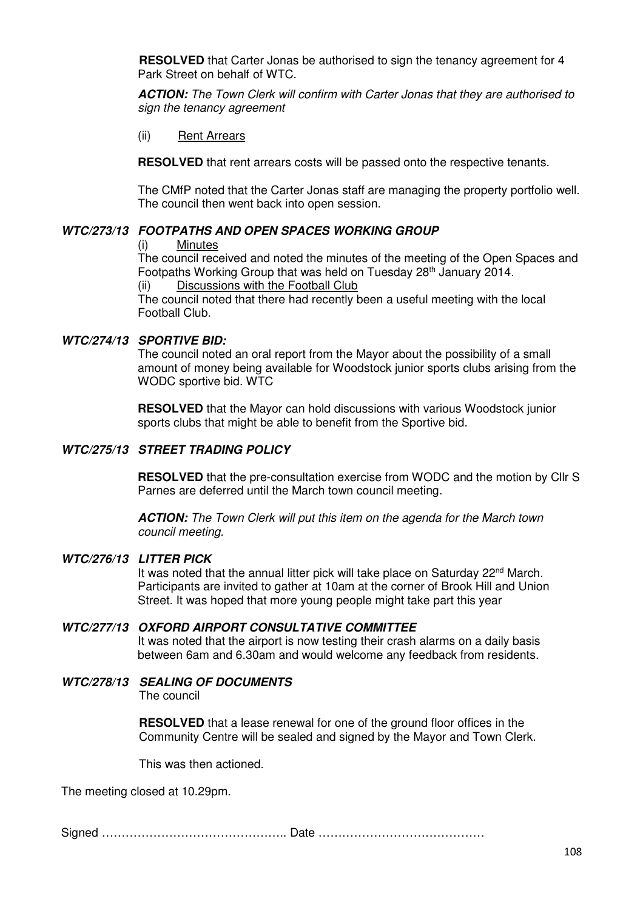**RESOLVED** that Carter Jonas be authorised to sign the tenancy agreement for 4 Park Street on behalf of WTC.

***ACTION:*** *The Town Clerk will confirm with Carter Jonas that they are authorised to sign the tenancy agreement*

(ii) Rent Arrears

**RESOLVED** that rent arrears costs will be passed onto the respective tenants.

The CMfP noted that the Carter Jonas staff are managing the property portfolio well. The council then went back into open session.

***WTC/273/13 FOOTPATHS AND OPEN SPACES WORKING GROUP***

(i) Minutes

The council received and noted the minutes of the meeting of the Open Spaces and Footpaths Working Group that was held on Tuesday 28th January 2014.

(ii) Discussions with the Football Club

The council noted that there had recently been a useful meeting with the local Football Club.

***WTC/274/13 SPORTIVE BID:***

The council noted an oral report from the Mayor about the possibility of a small amount of money being available for Woodstock junior sports clubs arising from the WODC sportive bid. WTC

**RESOLVED** that the Mayor can hold discussions with various Woodstock junior sports clubs that might be able to benefit from the Sportive bid.

***WTC/275/13 STREET TRADING POLICY***

**RESOLVED** that the pre-consultation exercise from WODC and the motion by Cllr S Parnes are deferred until the March town council meeting.

***ACTION:*** *The Town Clerk will put this item on the agenda for the March town council meeting.*

***WTC/276/13 LITTER PICK***

It was noted that the annual litter pick will take place on Saturday 22nd March. Participants are invited to gather at 10am at the corner of Brook Hill and Union Street. It was hoped that more young people might take part this year

***WTC/277/13 OXFORD AIRPORT CONSULTATIVE COMMITTEE***

It was noted that the airport is now testing their crash alarms on a daily basis between 6am and 6.30am and would welcome any feedback from residents.

***WTC/278/13 SEALING OF DOCUMENTS***

The council

**RESOLVED** that a lease renewal for one of the ground floor offices in the Community Centre will be sealed and signed by the Mayor and Town Clerk.

This was then actioned.

The meeting closed at 10.29pm.

Signed ……………………………………….. Date ……………………………………